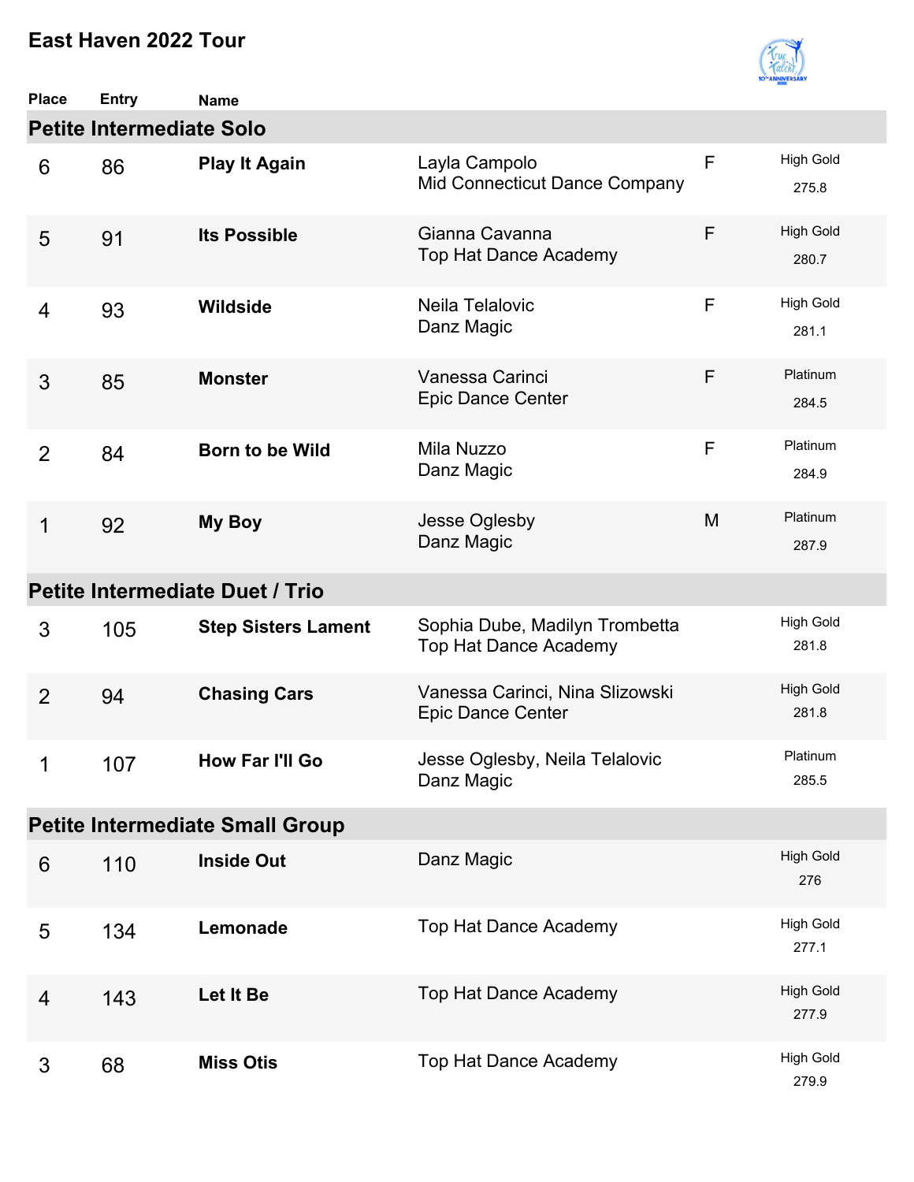# East Haven 2022 Tour

## Petite Intermediate Solo

| Place | Entry | Name | | | |
|---|---|---|---|---|---|
| 6 | 86 | **Play It Again** | Layla Campolo<br>Mid Connecticut Dance Company | F | High Gold<br>275.8 |
| 5 | 91 | **Its Possible** | Gianna Cavanna<br>Top Hat Dance Academy | F | High Gold<br>280.7 |
| 4 | 93 | **Wildside** | Neila Telalovic<br>Danz Magic | F | High Gold<br>281.1 |
| 3 | 85 | **Monster** | Vanessa Carinci<br>Epic Dance Center | F | Platinum<br>284.5 |
| 2 | 84 | **Born to be Wild** | Mila Nuzzo<br>Danz Magic | F | Platinum<br>284.9 |
| 1 | 92 | **My Boy** | Jesse Oglesby<br>Danz Magic | M | Platinum<br>287.9 |

## Petite Intermediate Duet / Trio

| Place | Entry | Name | | |
|---|---|---|---|---|
| 3 | 105 | **Step Sisters Lament** | Sophia Dube, Madilyn Trombetta<br>Top Hat Dance Academy | High Gold<br>281.8 |
| 2 | 94 | **Chasing Cars** | Vanessa Carinci, Nina Slizowski<br>Epic Dance Center | High Gold<br>281.8 |
| 1 | 107 | **How Far I'll Go** | Jesse Oglesby, Neila Telalovic<br>Danz Magic | Platinum<br>285.5 |

## Petite Intermediate Small Group

| Place | Entry | Name | | |
|---|---|---|---|---|
| 6 | 110 | **Inside Out** | Danz Magic | High Gold<br>276 |
| 5 | 134 | **Lemonade** | Top Hat Dance Academy | High Gold<br>277.1 |
| 4 | 143 | **Let It Be** | Top Hat Dance Academy | High Gold<br>277.9 |
| 3 | 68 | **Miss Otis** | Top Hat Dance Academy | High Gold<br>279.9 |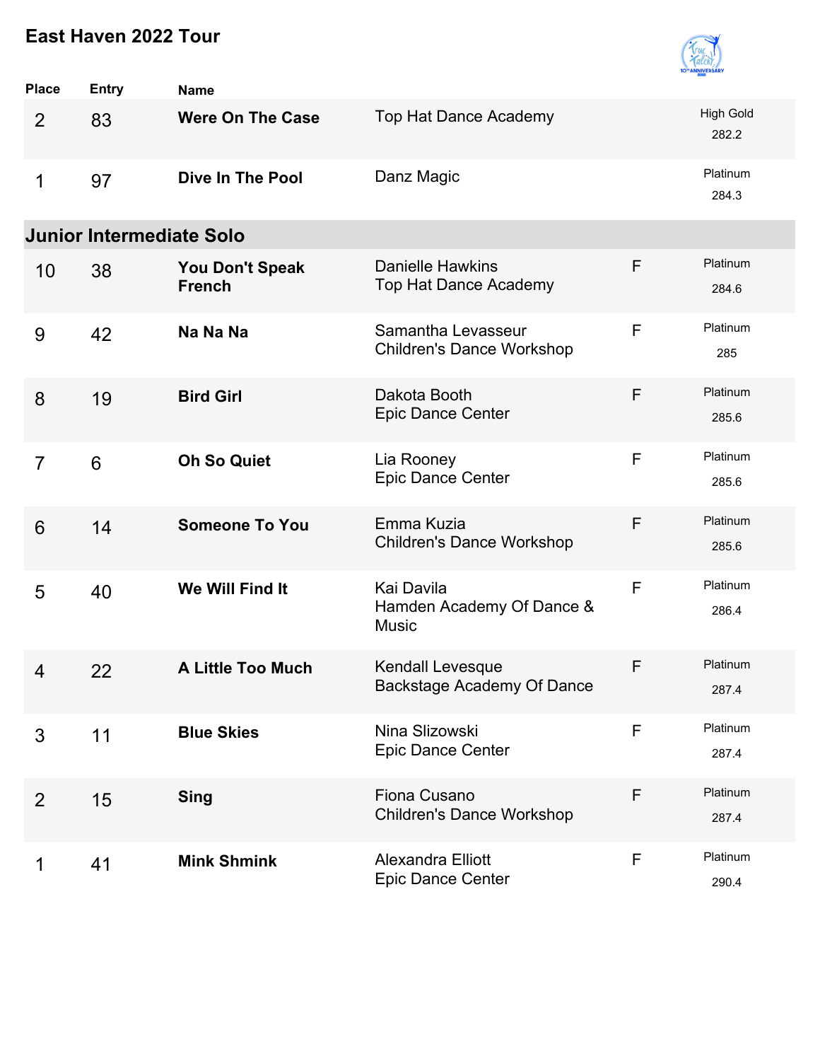## East Haven 2022 Tour

| Place | Entry | Name | | | |
|---|---|---|---|---|---|
| 2 | 83 | **Were On The Case** | Top Hat Dance Academy | | High Gold 282.2 |
| 1 | 97 | **Dive In The Pool** | Danz Magic | | Platinum 284.3 |

### Junior Intermediate Solo

| Place | Entry | Name | | | |
|---|---|---|---|---|---|
| 10 | 38 | **You Don't Speak French** | Danielle Hawkins<br>Top Hat Dance Academy | F | Platinum 284.6 |
| 9 | 42 | **Na Na Na** | Samantha Levasseur<br>Children's Dance Workshop | F | Platinum 285 |
| 8 | 19 | **Bird Girl** | Dakota Booth<br>Epic Dance Center | F | Platinum 285.6 |
| 7 | 6 | **Oh So Quiet** | Lia Rooney<br>Epic Dance Center | F | Platinum 285.6 |
| 6 | 14 | **Someone To You** | Emma Kuzia<br>Children's Dance Workshop | F | Platinum 285.6 |
| 5 | 40 | **We Will Find It** | Kai Davila<br>Hamden Academy Of Dance & Music | F | Platinum 286.4 |
| 4 | 22 | **A Little Too Much** | Kendall Levesque<br>Backstage Academy Of Dance | F | Platinum 287.4 |
| 3 | 11 | **Blue Skies** | Nina Slizowski<br>Epic Dance Center | F | Platinum 287.4 |
| 2 | 15 | **Sing** | Fiona Cusano<br>Children's Dance Workshop | F | Platinum 287.4 |
| 1 | 41 | **Mink Shmink** | Alexandra Elliott<br>Epic Dance Center | F | Platinum 290.4 |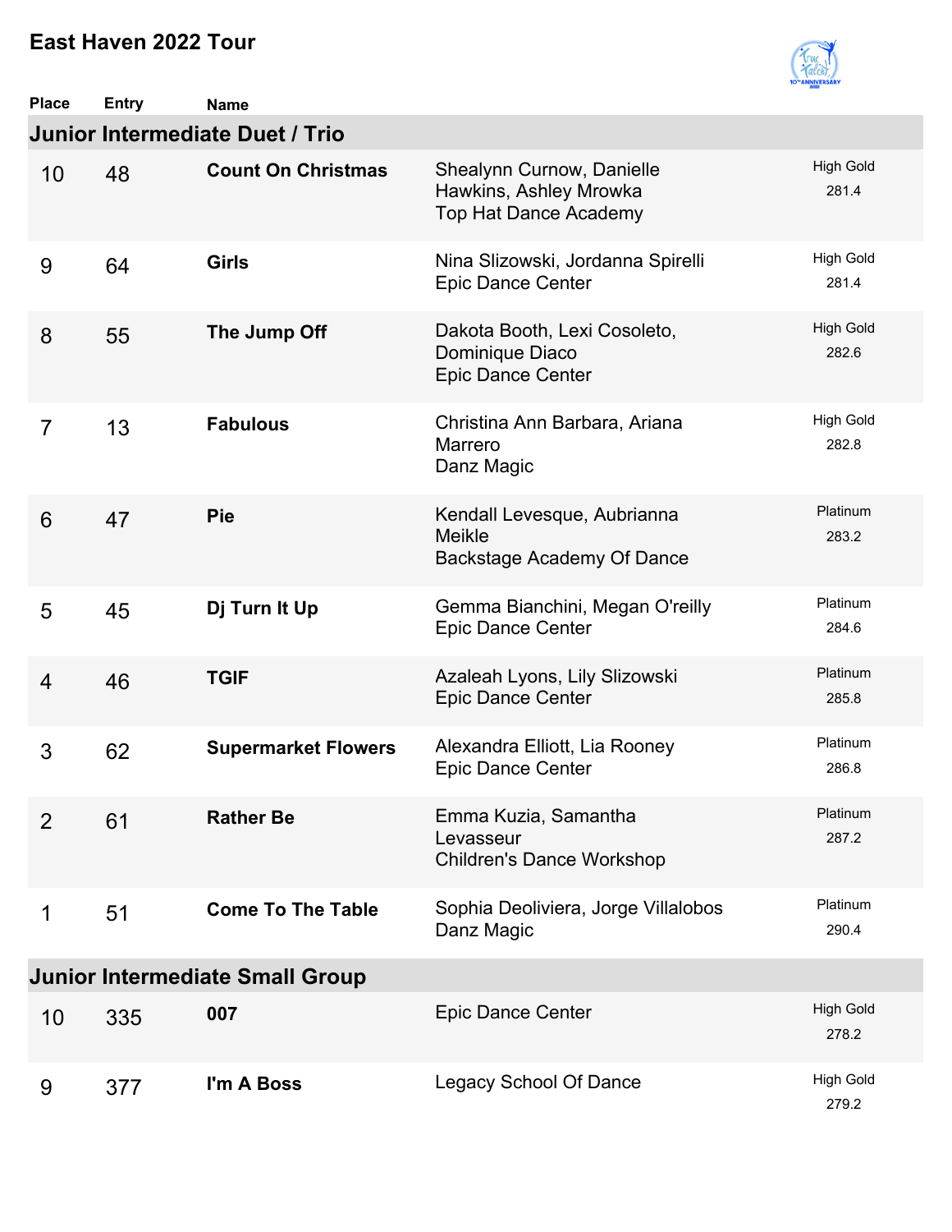# East Haven 2022 Tour

## Junior Intermediate Duet / Trio

| Place | Entry | Name | | |
|---|---|---|---|---|
| 10 | 48 | **Count On Christmas** | Shealynn Curnow, Danielle Hawkins, Ashley Mrowka<br>Top Hat Dance Academy | High Gold<br>281.4 |
| 9 | 64 | **Girls** | Nina Slizowski, Jordanna Spirelli<br>Epic Dance Center | High Gold<br>281.4 |
| 8 | 55 | **The Jump Off** | Dakota Booth, Lexi Cosoleto, Dominique Diaco<br>Epic Dance Center | High Gold<br>282.6 |
| 7 | 13 | **Fabulous** | Christina Ann Barbara, Ariana Marrero<br>Danz Magic | High Gold<br>282.8 |
| 6 | 47 | **Pie** | Kendall Levesque, Aubrianna Meikle<br>Backstage Academy Of Dance | Platinum<br>283.2 |
| 5 | 45 | **Dj Turn It Up** | Gemma Bianchini, Megan O'reilly<br>Epic Dance Center | Platinum<br>284.6 |
| 4 | 46 | **TGIF** | Azaleah Lyons, Lily Slizowski<br>Epic Dance Center | Platinum<br>285.8 |
| 3 | 62 | **Supermarket Flowers** | Alexandra Elliott, Lia Rooney<br>Epic Dance Center | Platinum<br>286.8 |
| 2 | 61 | **Rather Be** | Emma Kuzia, Samantha Levasseur<br>Children's Dance Workshop | Platinum<br>287.2 |
| 1 | 51 | **Come To The Table** | Sophia Deoliviera, Jorge Villalobos<br>Danz Magic | Platinum<br>290.4 |

## Junior Intermediate Small Group

| Place | Entry | Name | | |
|---|---|---|---|---|
| 10 | 335 | **007** | Epic Dance Center | High Gold<br>278.2 |
| 9 | 377 | **I'm A Boss** | Legacy School Of Dance | High Gold<br>279.2 |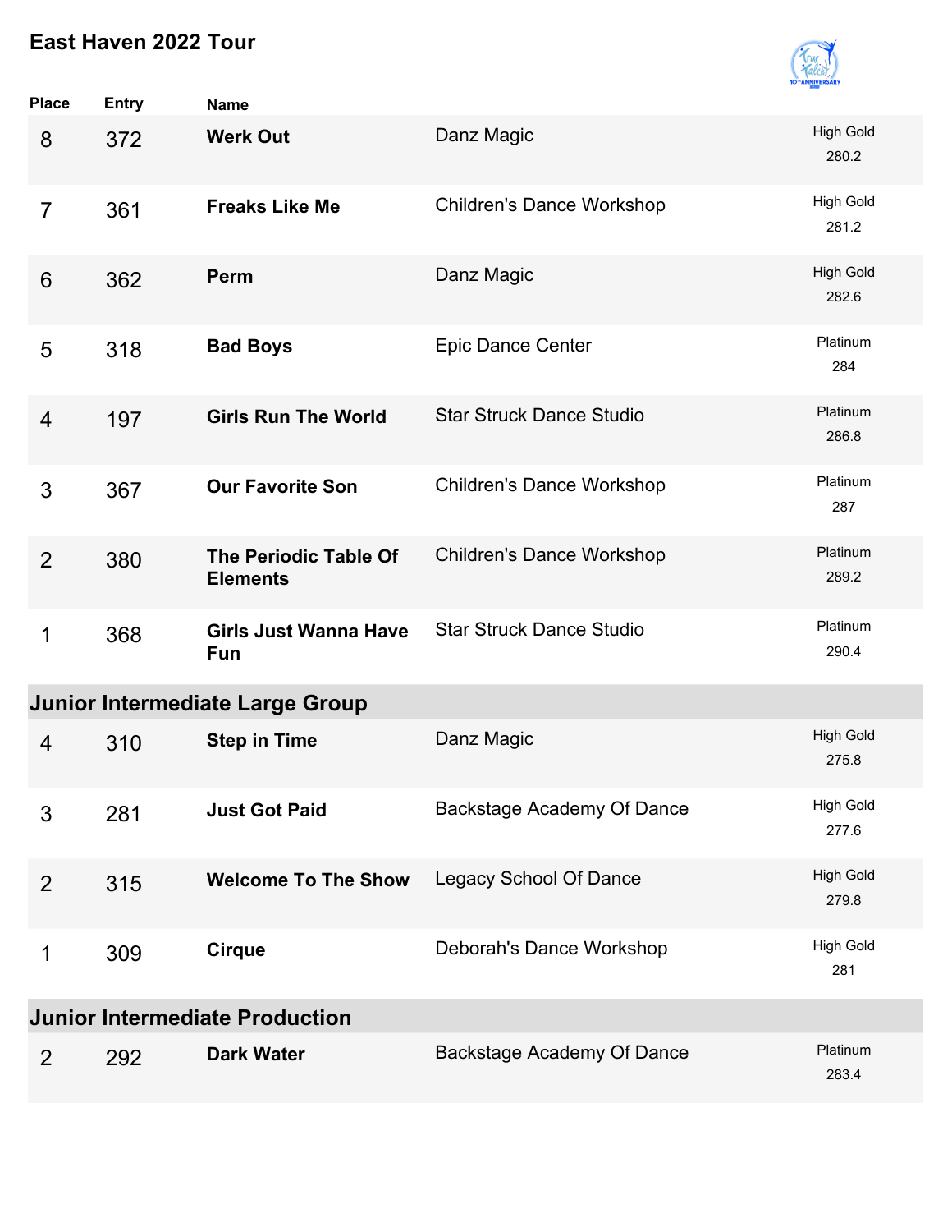# East Haven 2022 Tour

| Place | Entry | Name | Studio | Award |
|---|---|---|---|---|
| 8 | 372 | **Werk Out** | Danz Magic | High Gold 280.2 |
| 7 | 361 | **Freaks Like Me** | Children's Dance Workshop | High Gold 281.2 |
| 6 | 362 | **Perm** | Danz Magic | High Gold 282.6 |
| 5 | 318 | **Bad Boys** | Epic Dance Center | Platinum 284 |
| 4 | 197 | **Girls Run The World** | Star Struck Dance Studio | Platinum 286.8 |
| 3 | 367 | **Our Favorite Son** | Children's Dance Workshop | Platinum 287 |
| 2 | 380 | **The Periodic Table Of Elements** | Children's Dance Workshop | Platinum 289.2 |
| 1 | 368 | **Girls Just Wanna Have Fun** | Star Struck Dance Studio | Platinum 290.4 |

## Junior Intermediate Large Group

| Place | Entry | Name | Studio | Award |
|---|---|---|---|---|
| 4 | 310 | **Step in Time** | Danz Magic | High Gold 275.8 |
| 3 | 281 | **Just Got Paid** | Backstage Academy Of Dance | High Gold 277.6 |
| 2 | 315 | **Welcome To The Show** | Legacy School Of Dance | High Gold 279.8 |
| 1 | 309 | **Cirque** | Deborah's Dance Workshop | High Gold 281 |

## Junior Intermediate Production

| Place | Entry | Name | Studio | Award |
|---|---|---|---|---|
| 2 | 292 | **Dark Water** | Backstage Academy Of Dance | Platinum 283.4 |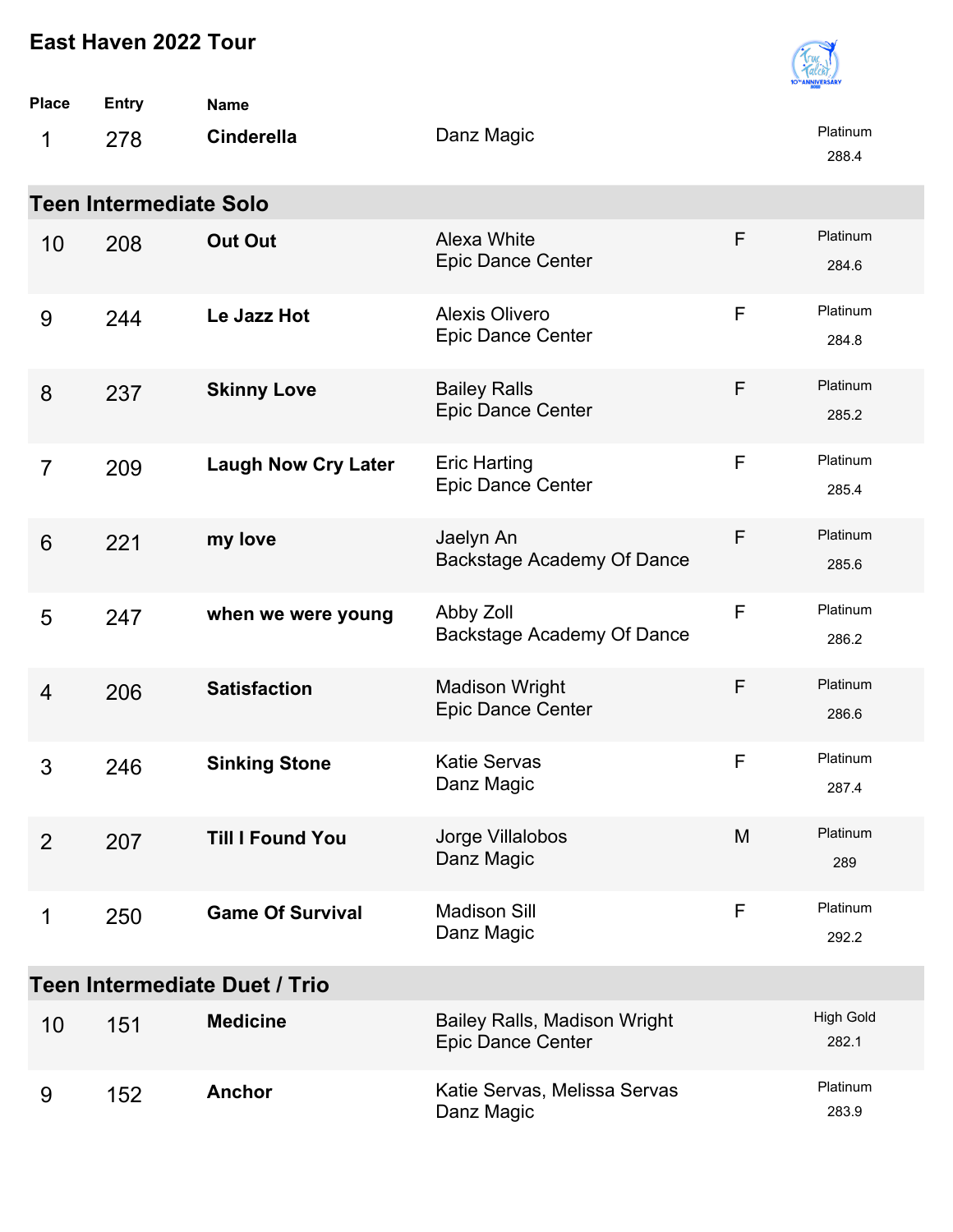# East Haven 2022 Tour

| Place | Entry | Name | | | |
|---|---|---|---|---|---|
| 1 | 278 | **Cinderella** | Danz Magic | | Platinum 288.4 |

## Teen Intermediate Solo

| Place | Entry | Name | | | |
|---|---|---|---|---|---|
| 10 | 208 | **Out Out** | Alexa White<br>Epic Dance Center | F | Platinum 284.6 |
| 9 | 244 | **Le Jazz Hot** | Alexis Olivero<br>Epic Dance Center | F | Platinum 284.8 |
| 8 | 237 | **Skinny Love** | Bailey Ralls<br>Epic Dance Center | F | Platinum 285.2 |
| 7 | 209 | **Laugh Now Cry Later** | Eric Harting<br>Epic Dance Center | F | Platinum 285.4 |
| 6 | 221 | **my love** | Jaelyn An<br>Backstage Academy Of Dance | F | Platinum 285.6 |
| 5 | 247 | **when we were young** | Abby Zoll<br>Backstage Academy Of Dance | F | Platinum 286.2 |
| 4 | 206 | **Satisfaction** | Madison Wright<br>Epic Dance Center | F | Platinum 286.6 |
| 3 | 246 | **Sinking Stone** | Katie Servas<br>Danz Magic | F | Platinum 287.4 |
| 2 | 207 | **Till I Found You** | Jorge Villalobos<br>Danz Magic | M | Platinum 289 |
| 1 | 250 | **Game Of Survival** | Madison Sill<br>Danz Magic | F | Platinum 292.2 |

## Teen Intermediate Duet / Trio

| Place | Entry | Name | | |
|---|---|---|---|---|
| 10 | 151 | **Medicine** | Bailey Ralls, Madison Wright<br>Epic Dance Center | High Gold 282.1 |
| 9 | 152 | **Anchor** | Katie Servas, Melissa Servas<br>Danz Magic | Platinum 283.9 |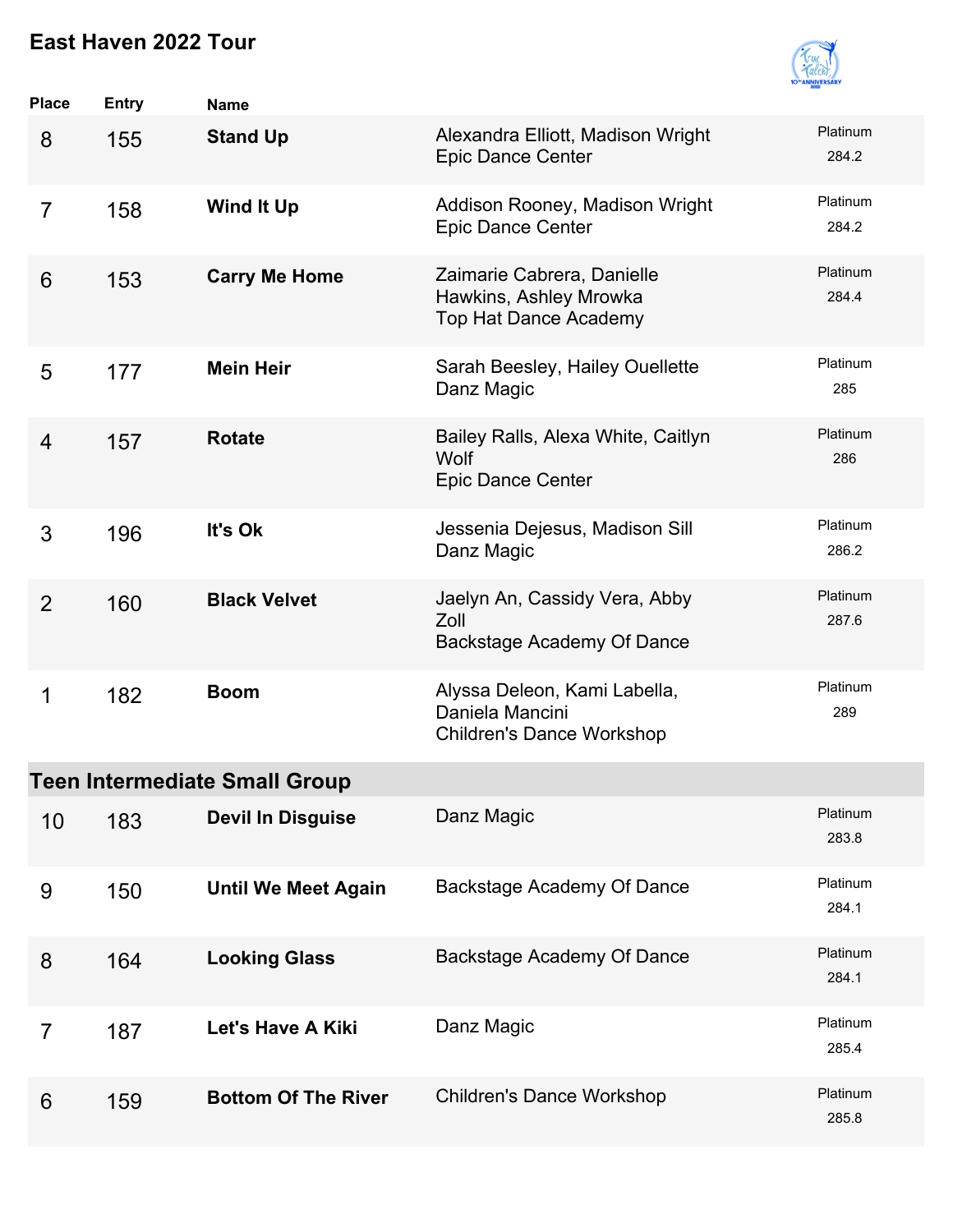# East Haven 2022 Tour

| Place | Entry | Name | | |
|---|---|---|---|---|
| 8 | 155 | **Stand Up** | Alexandra Elliott, Madison Wright<br>Epic Dance Center | Platinum<br>284.2 |
| 7 | 158 | **Wind It Up** | Addison Rooney, Madison Wright<br>Epic Dance Center | Platinum<br>284.2 |
| 6 | 153 | **Carry Me Home** | Zaimarie Cabrera, Danielle Hawkins, Ashley Mrowka<br>Top Hat Dance Academy | Platinum<br>284.4 |
| 5 | 177 | **Mein Heir** | Sarah Beesley, Hailey Ouellette<br>Danz Magic | Platinum<br>285 |
| 4 | 157 | **Rotate** | Bailey Ralls, Alexa White, Caitlyn Wolf<br>Epic Dance Center | Platinum<br>286 |
| 3 | 196 | **It's Ok** | Jessenia Dejesus, Madison Sill<br>Danz Magic | Platinum<br>286.2 |
| 2 | 160 | **Black Velvet** | Jaelyn An, Cassidy Vera, Abby Zoll<br>Backstage Academy Of Dance | Platinum<br>287.6 |
| 1 | 182 | **Boom** | Alyssa Deleon, Kami Labella, Daniela Mancini<br>Children's Dance Workshop | Platinum<br>289 |

## Teen Intermediate Small Group

| Place | Entry | Name | | |
|---|---|---|---|---|
| 10 | 183 | **Devil In Disguise** | Danz Magic | Platinum<br>283.8 |
| 9 | 150 | **Until We Meet Again** | Backstage Academy Of Dance | Platinum<br>284.1 |
| 8 | 164 | **Looking Glass** | Backstage Academy Of Dance | Platinum<br>284.1 |
| 7 | 187 | **Let's Have A Kiki** | Danz Magic | Platinum<br>285.4 |
| 6 | 159 | **Bottom Of The River** | Children's Dance Workshop | Platinum<br>285.8 |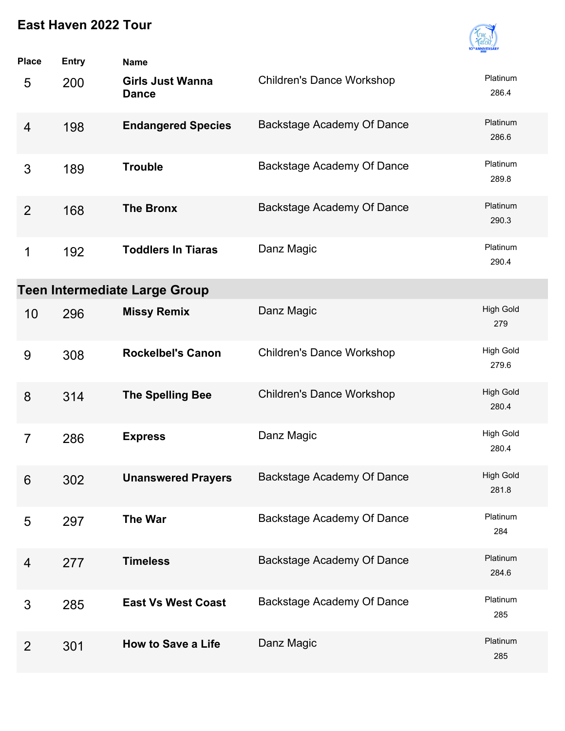# East Haven 2022 Tour

| Place | Entry | Name | Studio | Award / Score |
|---|---|---|---|---|
| 5 | 200 | **Girls Just Wanna Dance** | Children's Dance Workshop | Platinum 286.4 |
| 4 | 198 | **Endangered Species** | Backstage Academy Of Dance | Platinum 286.6 |
| 3 | 189 | **Trouble** | Backstage Academy Of Dance | Platinum 289.8 |
| 2 | 168 | **The Bronx** | Backstage Academy Of Dance | Platinum 290.3 |
| 1 | 192 | **Toddlers In Tiaras** | Danz Magic | Platinum 290.4 |

## Teen Intermediate Large Group

| Place | Entry | Name | Studio | Award / Score |
|---|---|---|---|---|
| 10 | 296 | **Missy Remix** | Danz Magic | High Gold 279 |
| 9 | 308 | **Rockelbel's Canon** | Children's Dance Workshop | High Gold 279.6 |
| 8 | 314 | **The Spelling Bee** | Children's Dance Workshop | High Gold 280.4 |
| 7 | 286 | **Express** | Danz Magic | High Gold 280.4 |
| 6 | 302 | **Unanswered Prayers** | Backstage Academy Of Dance | High Gold 281.8 |
| 5 | 297 | **The War** | Backstage Academy Of Dance | Platinum 284 |
| 4 | 277 | **Timeless** | Backstage Academy Of Dance | Platinum 284.6 |
| 3 | 285 | **East Vs West Coast** | Backstage Academy Of Dance | Platinum 285 |
| 2 | 301 | **How to Save a Life** | Danz Magic | Platinum 285 |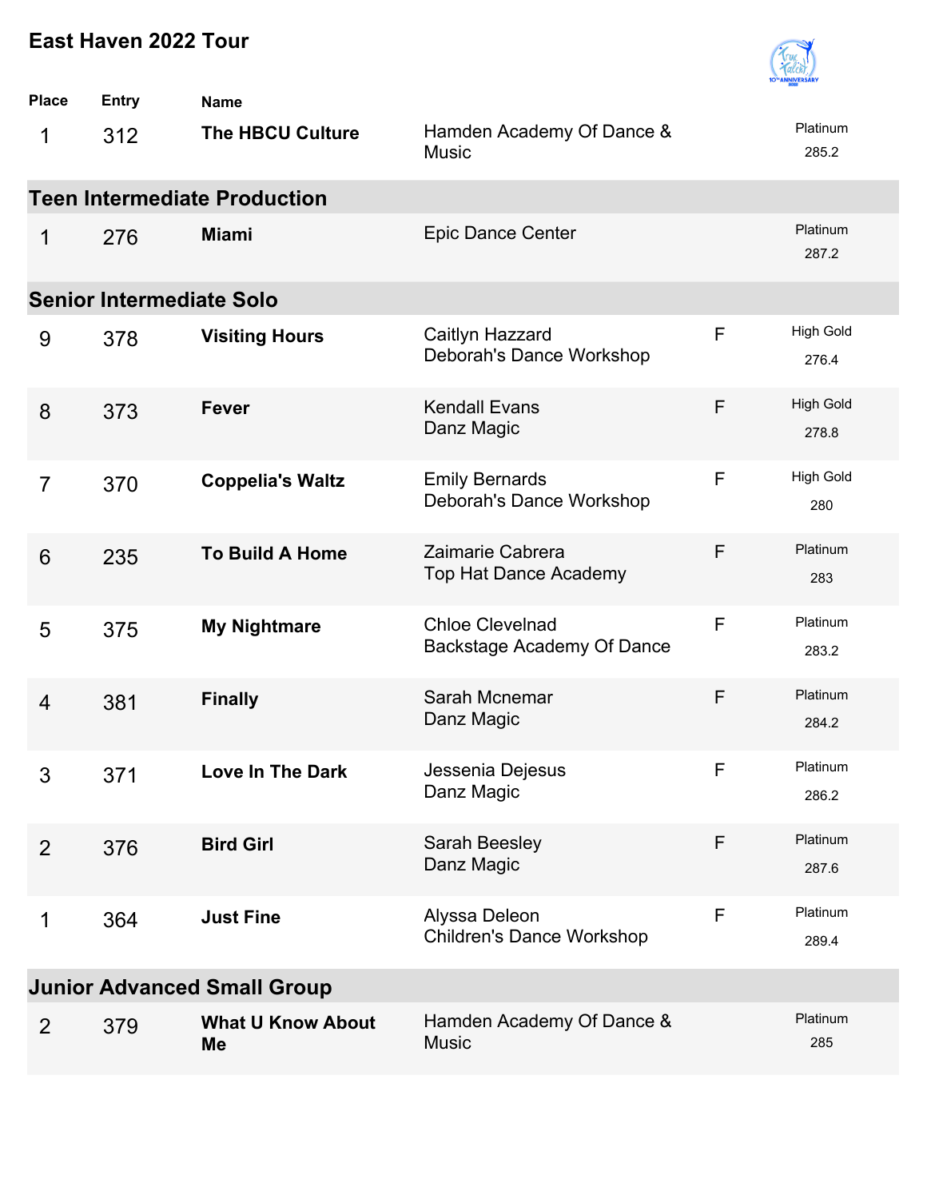## East Haven 2022 Tour

| Place | Entry | Name | | | |
|---|---|---|---|---|---|
| 1 | 312 | **The HBCU Culture** | Hamden Academy Of Dance & Music | | Platinum 285.2 |

### Teen Intermediate Production

| Place | Entry | Name | | | |
|---|---|---|---|---|---|
| 1 | 276 | **Miami** | Epic Dance Center | | Platinum 287.2 |

### Senior Intermediate Solo

| Place | Entry | Name | | | |
|---|---|---|---|---|---|
| 9 | 378 | **Visiting Hours** | Caitlyn Hazzard<br>Deborah's Dance Workshop | F | High Gold 276.4 |
| 8 | 373 | **Fever** | Kendall Evans<br>Danz Magic | F | High Gold 278.8 |
| 7 | 370 | **Coppelia's Waltz** | Emily Bernards<br>Deborah's Dance Workshop | F | High Gold 280 |
| 6 | 235 | **To Build A Home** | Zaimarie Cabrera<br>Top Hat Dance Academy | F | Platinum 283 |
| 5 | 375 | **My Nightmare** | Chloe Clevelnad<br>Backstage Academy Of Dance | F | Platinum 283.2 |
| 4 | 381 | **Finally** | Sarah Mcnemar<br>Danz Magic | F | Platinum 284.2 |
| 3 | 371 | **Love In The Dark** | Jessenia Dejesus<br>Danz Magic | F | Platinum 286.2 |
| 2 | 376 | **Bird Girl** | Sarah Beesley<br>Danz Magic | F | Platinum 287.6 |
| 1 | 364 | **Just Fine** | Alyssa Deleon<br>Children's Dance Workshop | F | Platinum 289.4 |

### Junior Advanced Small Group

| Place | Entry | Name | | | |
|---|---|---|---|---|---|
| 2 | 379 | **What U Know About Me** | Hamden Academy Of Dance & Music | | Platinum 285 |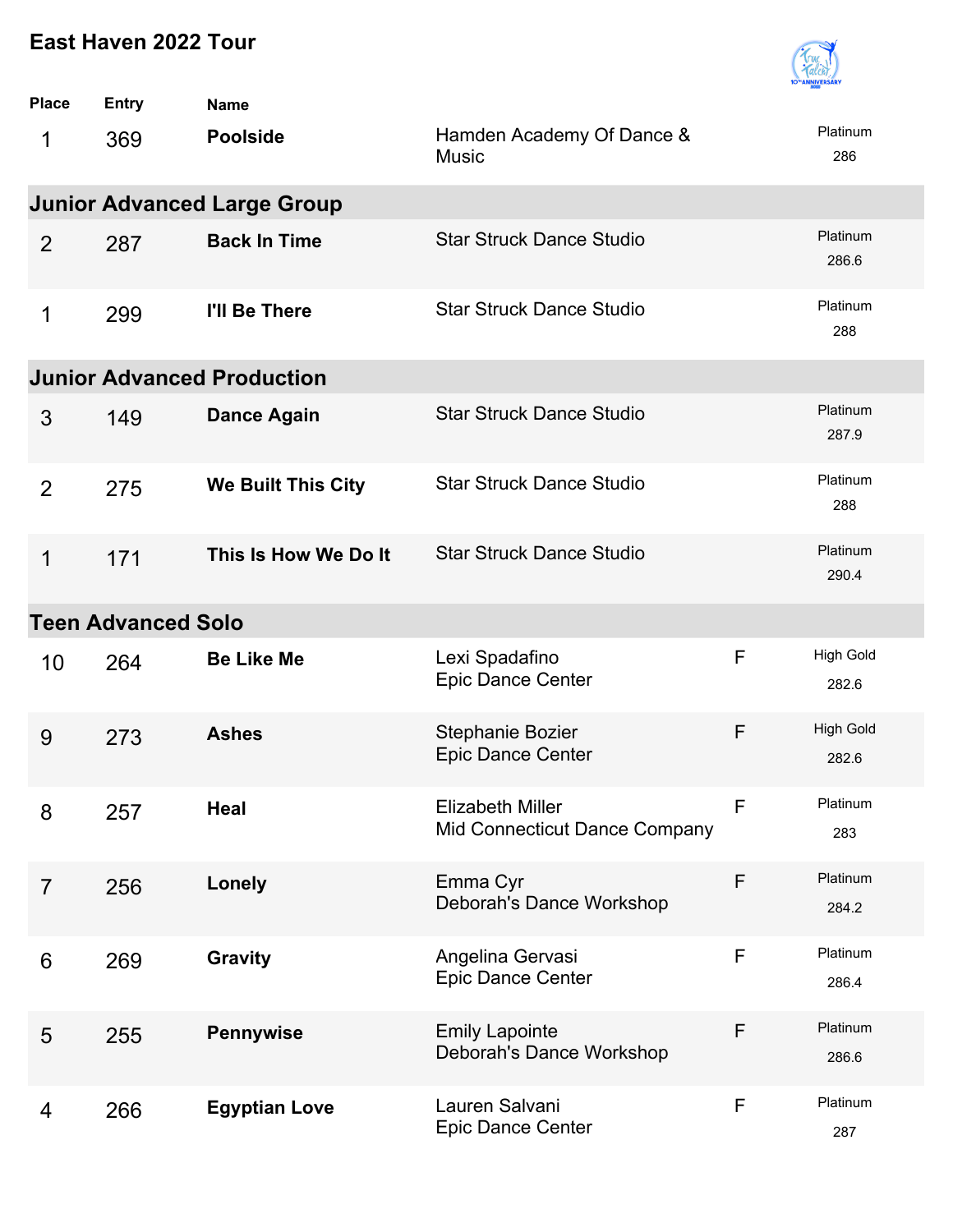# East Haven 2022 Tour

| Place | Entry | Name | | | |
|---|---|---|---|---|---|
| 1 | 369 | **Poolside** | Hamden Academy Of Dance & Music | | Platinum 286 |

## Junior Advanced Large Group

| Place | Entry | Name | | | |
|---|---|---|---|---|---|
| 2 | 287 | **Back In Time** | Star Struck Dance Studio | | Platinum 286.6 |
| 1 | 299 | **I'll Be There** | Star Struck Dance Studio | | Platinum 288 |

## Junior Advanced Production

| Place | Entry | Name | | | |
|---|---|---|---|---|---|
| 3 | 149 | **Dance Again** | Star Struck Dance Studio | | Platinum 287.9 |
| 2 | 275 | **We Built This City** | Star Struck Dance Studio | | Platinum 288 |
| 1 | 171 | **This Is How We Do It** | Star Struck Dance Studio | | Platinum 290.4 |

## Teen Advanced Solo

| Place | Entry | Name | | | |
|---|---|---|---|---|---|
| 10 | 264 | **Be Like Me** | Lexi Spadafino<br>Epic Dance Center | F | High Gold 282.6 |
| 9 | 273 | **Ashes** | Stephanie Bozier<br>Epic Dance Center | F | High Gold 282.6 |
| 8 | 257 | **Heal** | Elizabeth Miller<br>Mid Connecticut Dance Company | F | Platinum 283 |
| 7 | 256 | **Lonely** | Emma Cyr<br>Deborah's Dance Workshop | F | Platinum 284.2 |
| 6 | 269 | **Gravity** | Angelina Gervasi<br>Epic Dance Center | F | Platinum 286.4 |
| 5 | 255 | **Pennywise** | Emily Lapointe<br>Deborah's Dance Workshop | F | Platinum 286.6 |
| 4 | 266 | **Egyptian Love** | Lauren Salvani<br>Epic Dance Center | F | Platinum 287 |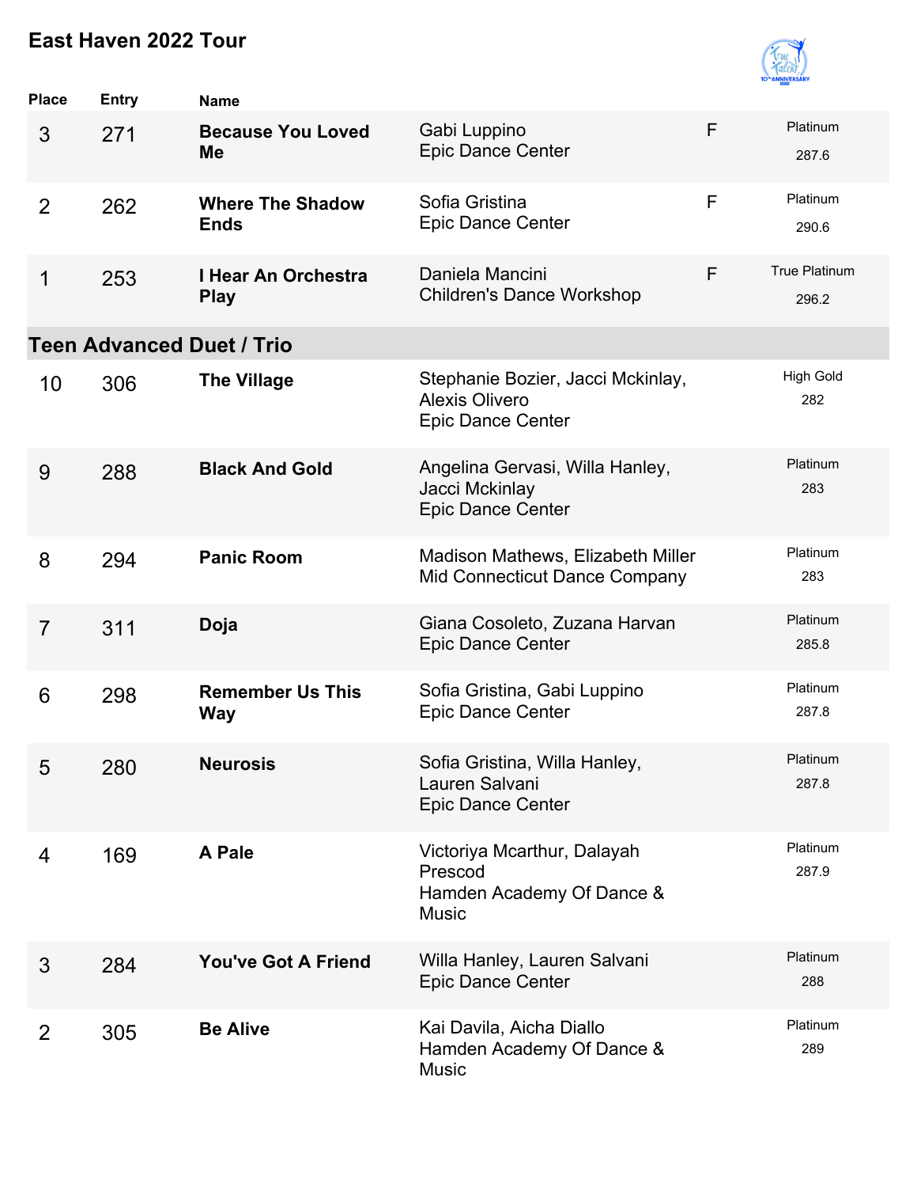## East Haven 2022 Tour

| Place | Entry | Name | | | |
|---|---|---|---|---|---|
| 3 | 271 | **Because You Loved Me** | Gabi Luppino<br>Epic Dance Center | F | Platinum<br>287.6 |
| 2 | 262 | **Where The Shadow Ends** | Sofia Gristina<br>Epic Dance Center | F | Platinum<br>290.6 |
| 1 | 253 | **I Hear An Orchestra Play** | Daniela Mancini<br>Children's Dance Workshop | F | True Platinum<br>296.2 |

### Teen Advanced Duet / Trio

| Place | Entry | Name | | | |
|---|---|---|---|---|---|
| 10 | 306 | **The Village** | Stephanie Bozier, Jacci Mckinlay, Alexis Olivero<br>Epic Dance Center | | High Gold<br>282 |
| 9 | 288 | **Black And Gold** | Angelina Gervasi, Willa Hanley, Jacci Mckinlay<br>Epic Dance Center | | Platinum<br>283 |
| 8 | 294 | **Panic Room** | Madison Mathews, Elizabeth Miller<br>Mid Connecticut Dance Company | | Platinum<br>283 |
| 7 | 311 | **Doja** | Giana Cosoleto, Zuzana Harvan<br>Epic Dance Center | | Platinum<br>285.8 |
| 6 | 298 | **Remember Us This Way** | Sofia Gristina, Gabi Luppino<br>Epic Dance Center | | Platinum<br>287.8 |
| 5 | 280 | **Neurosis** | Sofia Gristina, Willa Hanley, Lauren Salvani<br>Epic Dance Center | | Platinum<br>287.8 |
| 4 | 169 | **A Pale** | Victoriya Mcarthur, Dalayah Prescod<br>Hamden Academy Of Dance & Music | | Platinum<br>287.9 |
| 3 | 284 | **You've Got A Friend** | Willa Hanley, Lauren Salvani<br>Epic Dance Center | | Platinum<br>288 |
| 2 | 305 | **Be Alive** | Kai Davila, Aicha Diallo<br>Hamden Academy Of Dance & Music | | Platinum<br>289 |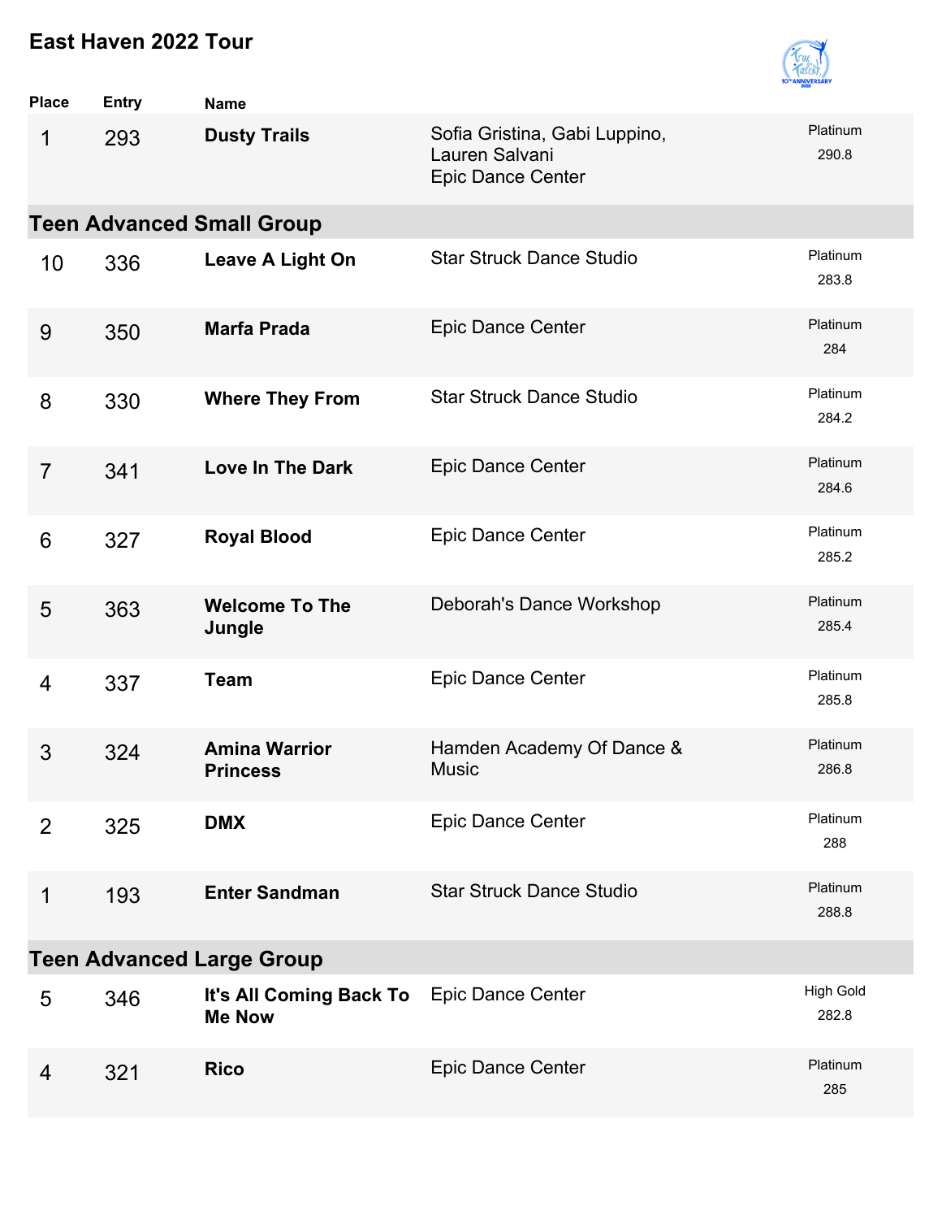# East Haven 2022 Tour

| Place | Entry | Name | | |
|---|---|---|---|---|
| 1 | 293 | **Dusty Trails** | Sofia Gristina, Gabi Luppino, Lauren Salvani<br>Epic Dance Center | Platinum<br>290.8 |

## Teen Advanced Small Group

| Place | Entry | Name | | |
|---|---|---|---|---|
| 10 | 336 | **Leave A Light On** | Star Struck Dance Studio | Platinum<br>283.8 |
| 9 | 350 | **Marfa Prada** | Epic Dance Center | Platinum<br>284 |
| 8 | 330 | **Where They From** | Star Struck Dance Studio | Platinum<br>284.2 |
| 7 | 341 | **Love In The Dark** | Epic Dance Center | Platinum<br>284.6 |
| 6 | 327 | **Royal Blood** | Epic Dance Center | Platinum<br>285.2 |
| 5 | 363 | **Welcome To The Jungle** | Deborah's Dance Workshop | Platinum<br>285.4 |
| 4 | 337 | **Team** | Epic Dance Center | Platinum<br>285.8 |
| 3 | 324 | **Amina Warrior Princess** | Hamden Academy Of Dance & Music | Platinum<br>286.8 |
| 2 | 325 | **DMX** | Epic Dance Center | Platinum<br>288 |
| 1 | 193 | **Enter Sandman** | Star Struck Dance Studio | Platinum<br>288.8 |

## Teen Advanced Large Group

| Place | Entry | Name | | |
|---|---|---|---|---|
| 5 | 346 | **It's All Coming Back To Me Now** | Epic Dance Center | High Gold<br>282.8 |
| 4 | 321 | **Rico** | Epic Dance Center | Platinum<br>285 |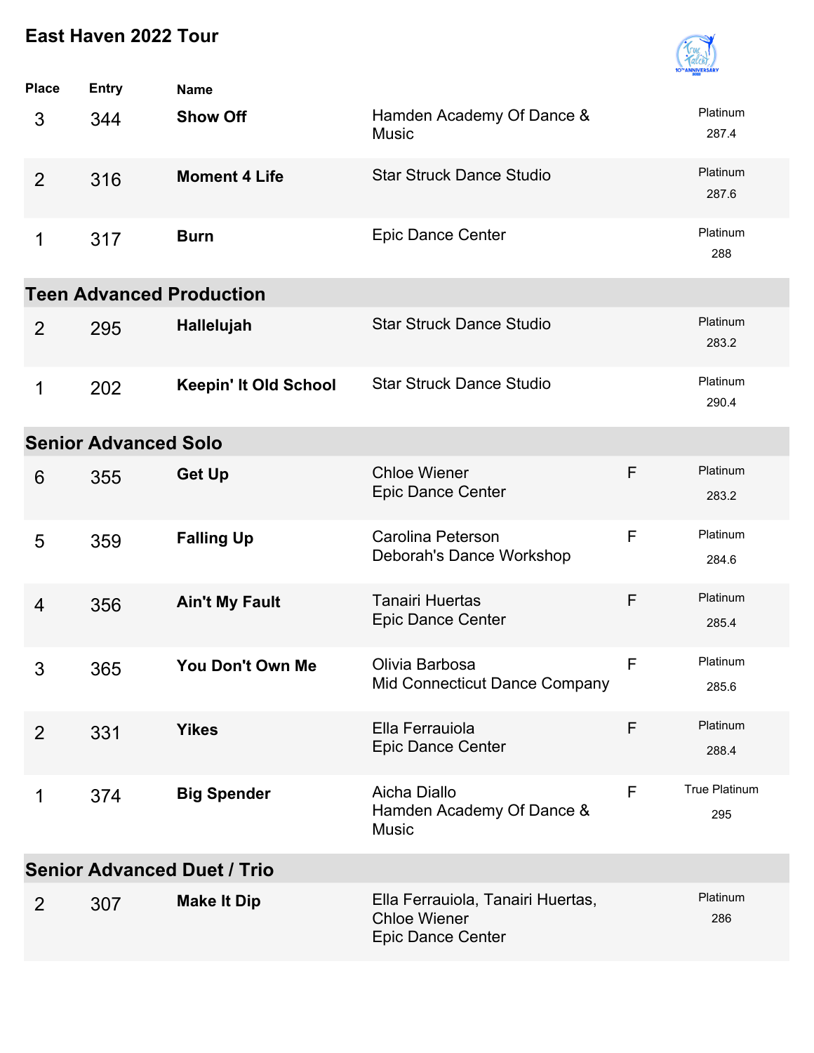## East Haven 2022 Tour

| Place | Entry | Name | | | |
|---|---|---|---|---|---|
| 3 | 344 | **Show Off** | Hamden Academy Of Dance & Music | | Platinum 287.4 |
| 2 | 316 | **Moment 4 Life** | Star Struck Dance Studio | | Platinum 287.6 |
| 1 | 317 | **Burn** | Epic Dance Center | | Platinum 288 |

### Teen Advanced Production

| Place | Entry | Name | | | |
|---|---|---|---|---|---|
| 2 | 295 | **Hallelujah** | Star Struck Dance Studio | | Platinum 283.2 |
| 1 | 202 | **Keepin' It Old School** | Star Struck Dance Studio | | Platinum 290.4 |

### Senior Advanced Solo

| Place | Entry | Name | | | |
|---|---|---|---|---|---|
| 6 | 355 | **Get Up** | Chloe Wiener<br>Epic Dance Center | F | Platinum 283.2 |
| 5 | 359 | **Falling Up** | Carolina Peterson<br>Deborah's Dance Workshop | F | Platinum 284.6 |
| 4 | 356 | **Ain't My Fault** | Tanairi Huertas<br>Epic Dance Center | F | Platinum 285.4 |
| 3 | 365 | **You Don't Own Me** | Olivia Barbosa<br>Mid Connecticut Dance Company | F | Platinum 285.6 |
| 2 | 331 | **Yikes** | Ella Ferrauiola<br>Epic Dance Center | F | Platinum 288.4 |
| 1 | 374 | **Big Spender** | Aicha Diallo<br>Hamden Academy Of Dance & Music | F | True Platinum 295 |

### Senior Advanced Duet / Trio

| Place | Entry | Name | | | |
|---|---|---|---|---|---|
| 2 | 307 | **Make It Dip** | Ella Ferrauiola, Tanairi Huertas, Chloe Wiener<br>Epic Dance Center | | Platinum 286 |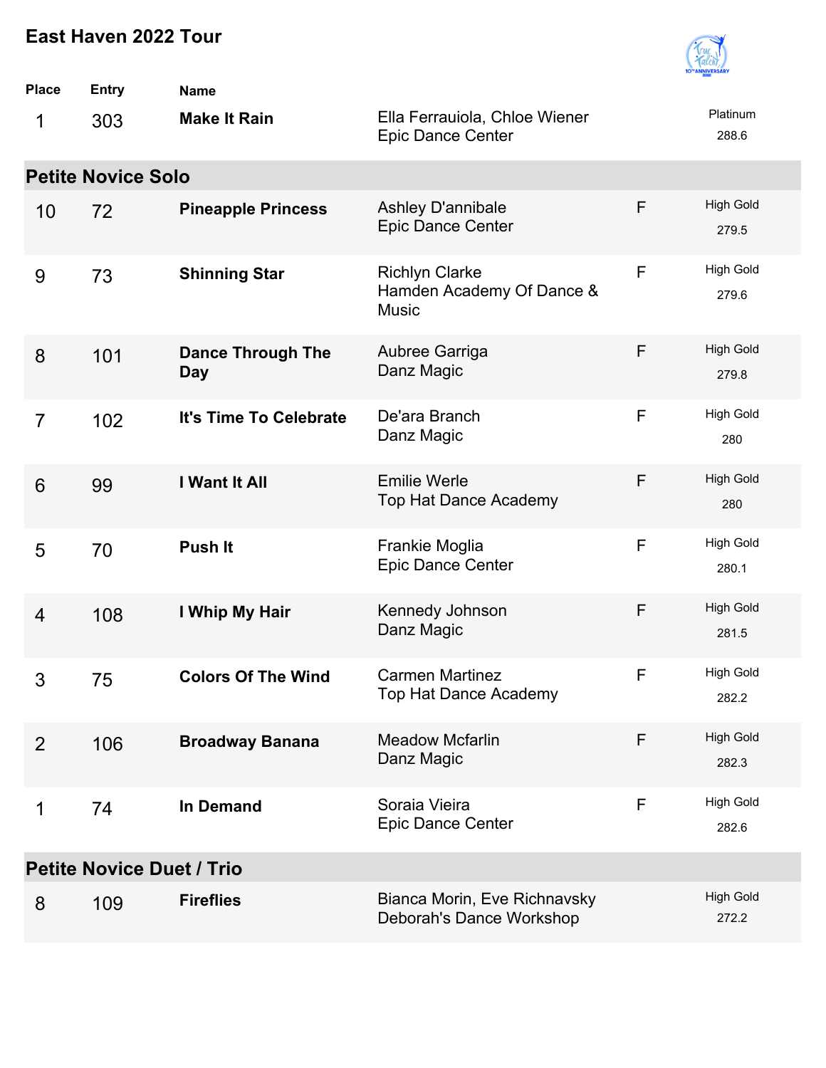# East Haven 2022 Tour

| Place | Entry | Name | | | |
|---|---|---|---|---|---|
| 1 | 303 | **Make It Rain** | Ella Ferrauiola, Chloe Wiener<br>Epic Dance Center | | Platinum<br>288.6 |

## Petite Novice Solo

| Place | Entry | Name | | | |
|---|---|---|---|---|---|
| 10 | 72 | **Pineapple Princess** | Ashley D'annibale<br>Epic Dance Center | F | High Gold<br>279.5 |
| 9 | 73 | **Shinning Star** | Richlyn Clarke<br>Hamden Academy Of Dance & Music | F | High Gold<br>279.6 |
| 8 | 101 | **Dance Through The Day** | Aubree Garriga<br>Danz Magic | F | High Gold<br>279.8 |
| 7 | 102 | **It's Time To Celebrate** | De'ara Branch<br>Danz Magic | F | High Gold<br>280 |
| 6 | 99 | **I Want It All** | Emilie Werle<br>Top Hat Dance Academy | F | High Gold<br>280 |
| 5 | 70 | **Push It** | Frankie Moglia<br>Epic Dance Center | F | High Gold<br>280.1 |
| 4 | 108 | **I Whip My Hair** | Kennedy Johnson<br>Danz Magic | F | High Gold<br>281.5 |
| 3 | 75 | **Colors Of The Wind** | Carmen Martinez<br>Top Hat Dance Academy | F | High Gold<br>282.2 |
| 2 | 106 | **Broadway Banana** | Meadow Mcfarlin<br>Danz Magic | F | High Gold<br>282.3 |
| 1 | 74 | **In Demand** | Soraia Vieira<br>Epic Dance Center | F | High Gold<br>282.6 |

## Petite Novice Duet / Trio

| Place | Entry | Name | | | |
|---|---|---|---|---|---|
| 8 | 109 | **Fireflies** | Bianca Morin, Eve Richnavsky<br>Deborah's Dance Workshop | | High Gold<br>272.2 |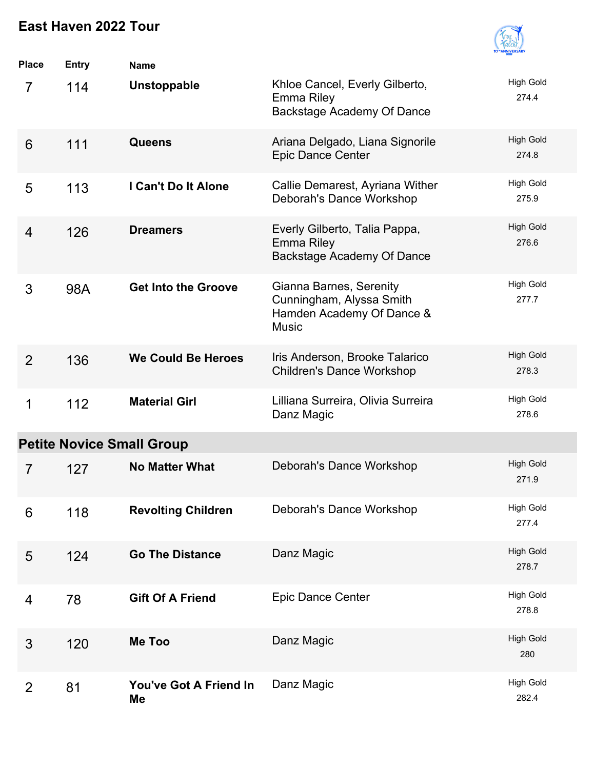## East Haven 2022 Tour

| Place | Entry | Name | | |
|---|---|---|---|---|
| 7 | 114 | **Unstoppable** | Khloe Cancel, Everly Gilberto, Emma Riley<br>Backstage Academy Of Dance | High Gold<br>274.4 |
| 6 | 111 | **Queens** | Ariana Delgado, Liana Signorile<br>Epic Dance Center | High Gold<br>274.8 |
| 5 | 113 | **I Can't Do It Alone** | Callie Demarest, Ayriana Wither<br>Deborah's Dance Workshop | High Gold<br>275.9 |
| 4 | 126 | **Dreamers** | Everly Gilberto, Talia Pappa, Emma Riley<br>Backstage Academy Of Dance | High Gold<br>276.6 |
| 3 | 98A | **Get Into the Groove** | Gianna Barnes, Serenity Cunningham, Alyssa Smith<br>Hamden Academy Of Dance & Music | High Gold<br>277.7 |
| 2 | 136 | **We Could Be Heroes** | Iris Anderson, Brooke Talarico<br>Children's Dance Workshop | High Gold<br>278.3 |
| 1 | 112 | **Material Girl** | Lilliana Surreira, Olivia Surreira<br>Danz Magic | High Gold<br>278.6 |

### Petite Novice Small Group

| Place | Entry | Name | | |
|---|---|---|---|---|
| 7 | 127 | **No Matter What** | Deborah's Dance Workshop | High Gold<br>271.9 |
| 6 | 118 | **Revolting Children** | Deborah's Dance Workshop | High Gold<br>277.4 |
| 5 | 124 | **Go The Distance** | Danz Magic | High Gold<br>278.7 |
| 4 | 78 | **Gift Of A Friend** | Epic Dance Center | High Gold<br>278.8 |
| 3 | 120 | **Me Too** | Danz Magic | High Gold<br>280 |
| 2 | 81 | **You've Got A Friend In Me** | Danz Magic | High Gold<br>282.4 |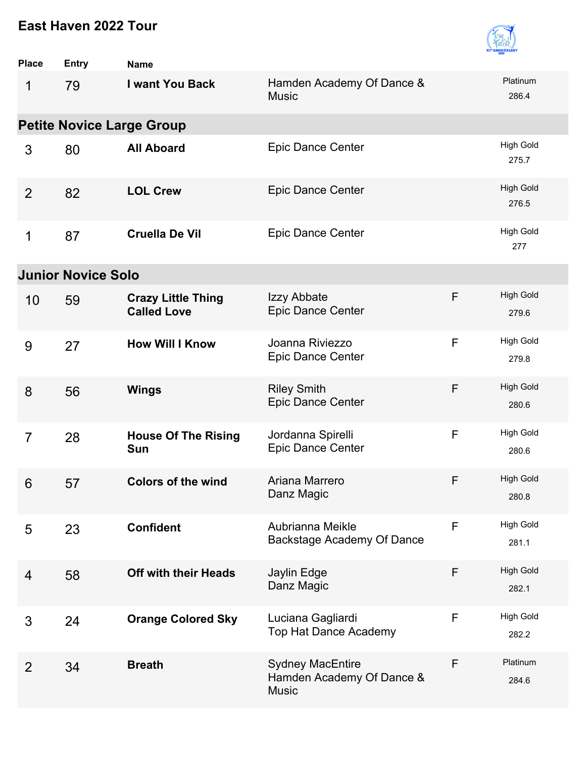# East Haven 2022 Tour

| Place | Entry | Name | | | |
|---|---|---|---|---|---|
| 1 | 79 | **I want You Back** | Hamden Academy Of Dance & Music | | Platinum 286.4 |

## Petite Novice Large Group

| Place | Entry | Name | | | |
|---|---|---|---|---|---|
| 3 | 80 | **All Aboard** | Epic Dance Center | | High Gold 275.7 |
| 2 | 82 | **LOL Crew** | Epic Dance Center | | High Gold 276.5 |
| 1 | 87 | **Cruella De Vil** | Epic Dance Center | | High Gold 277 |

## Junior Novice Solo

| Place | Entry | Name | | | |
|---|---|---|---|---|---|
| 10 | 59 | **Crazy Little Thing Called Love** | Izzy Abbate<br>Epic Dance Center | F | High Gold 279.6 |
| 9 | 27 | **How Will I Know** | Joanna Riviezzo<br>Epic Dance Center | F | High Gold 279.8 |
| 8 | 56 | **Wings** | Riley Smith<br>Epic Dance Center | F | High Gold 280.6 |
| 7 | 28 | **House Of The Rising Sun** | Jordanna Spirelli<br>Epic Dance Center | F | High Gold 280.6 |
| 6 | 57 | **Colors of the wind** | Ariana Marrero<br>Danz Magic | F | High Gold 280.8 |
| 5 | 23 | **Confident** | Aubrianna Meikle<br>Backstage Academy Of Dance | F | High Gold 281.1 |
| 4 | 58 | **Off with their Heads** | Jaylin Edge<br>Danz Magic | F | High Gold 282.1 |
| 3 | 24 | **Orange Colored Sky** | Luciana Gagliardi<br>Top Hat Dance Academy | F | High Gold 282.2 |
| 2 | 34 | **Breath** | Sydney MacEntire<br>Hamden Academy Of Dance & Music | F | Platinum 284.6 |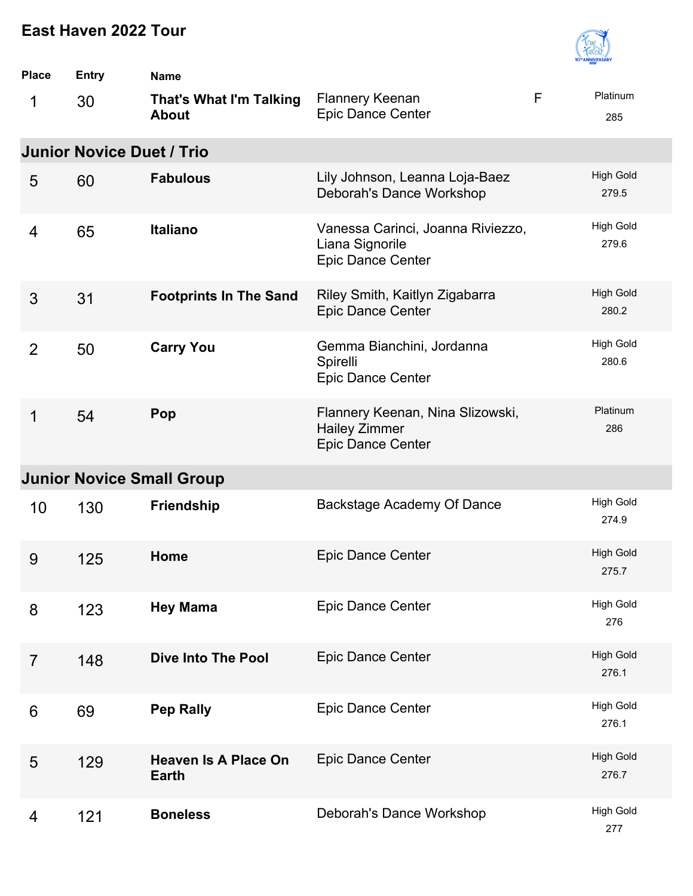# East Haven 2022 Tour

| Place | Entry | Name | | | |
|---|---|---|---|---|---|
| 1 | 30 | **That's What I'm Talking About** | Flannery Keenan<br>Epic Dance Center | F | Platinum<br>285 |

## Junior Novice Duet / Trio

| Place | Entry | Name | | Award |
|---|---|---|---|---|
| 5 | 60 | **Fabulous** | Lily Johnson, Leanna Loja-Baez<br>Deborah's Dance Workshop | High Gold<br>279.5 |
| 4 | 65 | **Italiano** | Vanessa Carinci, Joanna Riviezzo, Liana Signorile<br>Epic Dance Center | High Gold<br>279.6 |
| 3 | 31 | **Footprints In The Sand** | Riley Smith, Kaitlyn Zigabarra<br>Epic Dance Center | High Gold<br>280.2 |
| 2 | 50 | **Carry You** | Gemma Bianchini, Jordanna Spirelli<br>Epic Dance Center | High Gold<br>280.6 |
| 1 | 54 | **Pop** | Flannery Keenan, Nina Slizowski, Hailey Zimmer<br>Epic Dance Center | Platinum<br>286 |

## Junior Novice Small Group

| Place | Entry | Name | | Award |
|---|---|---|---|---|
| 10 | 130 | **Friendship** | Backstage Academy Of Dance | High Gold<br>274.9 |
| 9 | 125 | **Home** | Epic Dance Center | High Gold<br>275.7 |
| 8 | 123 | **Hey Mama** | Epic Dance Center | High Gold<br>276 |
| 7 | 148 | **Dive Into The Pool** | Epic Dance Center | High Gold<br>276.1 |
| 6 | 69 | **Pep Rally** | Epic Dance Center | High Gold<br>276.1 |
| 5 | 129 | **Heaven Is A Place On Earth** | Epic Dance Center | High Gold<br>276.7 |
| 4 | 121 | **Boneless** | Deborah's Dance Workshop | High Gold<br>277 |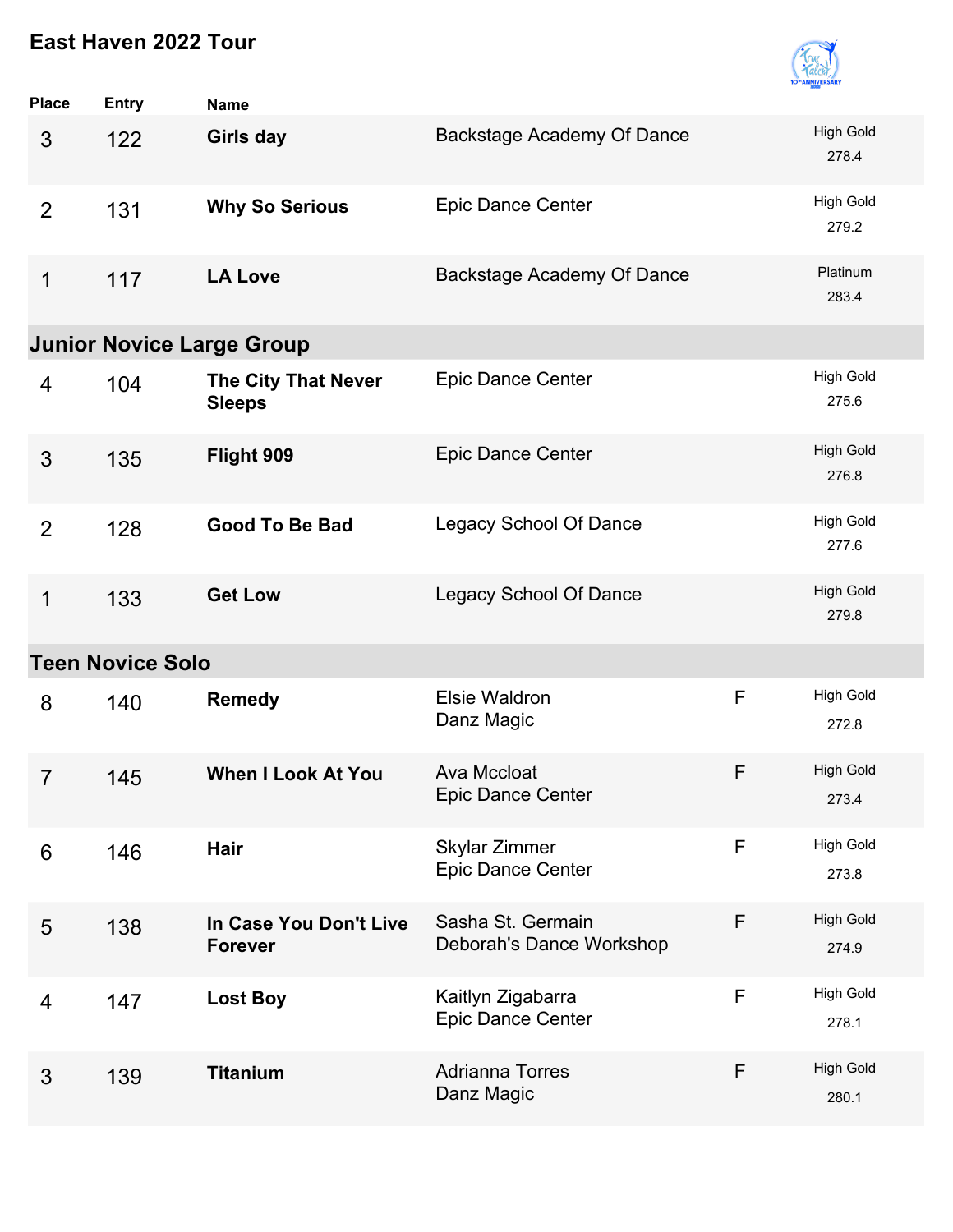## East Haven 2022 Tour

| Place | Entry | Name | | | |
|---|---|---|---|---|---|
| 3 | 122 | **Girls day** | Backstage Academy Of Dance | | High Gold 278.4 |
| 2 | 131 | **Why So Serious** | Epic Dance Center | | High Gold 279.2 |
| 1 | 117 | **LA Love** | Backstage Academy Of Dance | | Platinum 283.4 |

### Junior Novice Large Group

| Place | Entry | Name | | | |
|---|---|---|---|---|---|
| 4 | 104 | **The City That Never Sleeps** | Epic Dance Center | | High Gold 275.6 |
| 3 | 135 | **Flight 909** | Epic Dance Center | | High Gold 276.8 |
| 2 | 128 | **Good To Be Bad** | Legacy School Of Dance | | High Gold 277.6 |
| 1 | 133 | **Get Low** | Legacy School Of Dance | | High Gold 279.8 |

### Teen Novice Solo

| Place | Entry | Name | | | |
|---|---|---|---|---|---|
| 8 | 140 | **Remedy** | Elsie Waldron<br>Danz Magic | F | High Gold 272.8 |
| 7 | 145 | **When I Look At You** | Ava Mccloat<br>Epic Dance Center | F | High Gold 273.4 |
| 6 | 146 | **Hair** | Skylar Zimmer<br>Epic Dance Center | F | High Gold 273.8 |
| 5 | 138 | **In Case You Don't Live Forever** | Sasha St. Germain<br>Deborah's Dance Workshop | F | High Gold 274.9 |
| 4 | 147 | **Lost Boy** | Kaitlyn Zigabarra<br>Epic Dance Center | F | High Gold 278.1 |
| 3 | 139 | **Titanium** | Adrianna Torres<br>Danz Magic | F | High Gold 280.1 |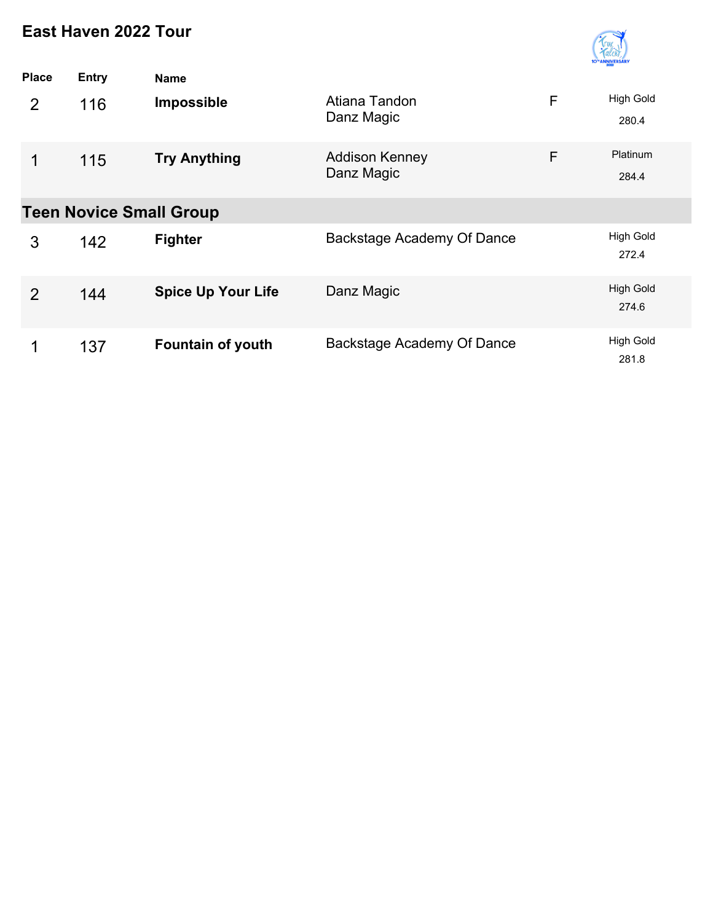# East Haven 2022 Tour

| Place | Entry | Name | | | |
|---|---|---|---|---|---|
| 2 | 116 | **Impossible** | Atiana Tandon<br>Danz Magic | F | High Gold<br>280.4 |
| 1 | 115 | **Try Anything** | Addison Kenney<br>Danz Magic | F | Platinum<br>284.4 |

## Teen Novice Small Group

| Place | Entry | Name | | | |
|---|---|---|---|---|---|
| 3 | 142 | **Fighter** | Backstage Academy Of Dance | | High Gold<br>272.4 |
| 2 | 144 | **Spice Up Your Life** | Danz Magic | | High Gold<br>274.6 |
| 1 | 137 | **Fountain of youth** | Backstage Academy Of Dance | | High Gold<br>281.8 |